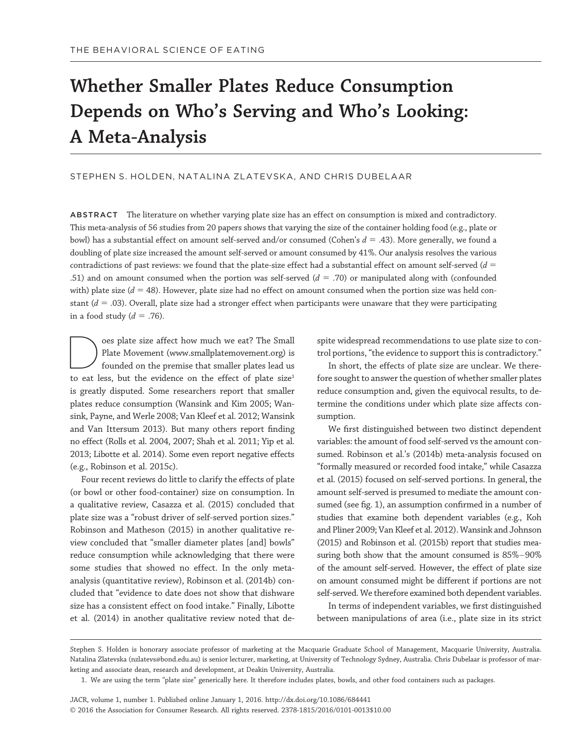THE BEHAVIORAL SCIENCE OF EATING

# Whether Smaller Plates Reduce Consumption Depends on Who's Serving and Who's Looking: A Meta-Analysis

STEPHEN S. HOLDEN, NATALINA ZLATEVSKA, AND CHRIS DUBELAAR

**ABSTRACT** The literature on whether varying plate size has an effect on consumption is mixed and contradictory. This meta-analysis of 56 studies from 20 papers shows that varying the size of the container holding food (e.g., plate or bowl) has a substantial effect on amount self-served and/or consumed (Cohen's $d = .43$). More generally, we found a doubling of plate size increased the amount self-served or amount consumed by 41%. Our analysis resolves the various contradictions of past reviews: we found that the plate-size effect had a substantial effect on amount self-served ($d = .51$) and on amount consumed when the portion was self-served ($d = .70$) or manipulated along with (confounded with) plate size ($d = 48$). However, plate size had no effect on amount consumed when the portion size was held constant ($d = .03$). Overall, plate size had a stronger effect when participants were unaware that they were participating in a food study ($d = .76$).

Does plate size affect how much we eat? The Small Plate Movement (www.smallplatemovement.org) is founded on the premise that smaller plates lead us to eat less, but the evidence on the effect of plate size[1] is greatly disputed. Some researchers report that smaller plates reduce consumption (Wansink and Kim 2005; Wansink, Payne, and Werle 2008; Van Kleef et al. 2012; Wansink and Van Ittersum 2013). But many others report finding no effect (Rolls et al. 2004, 2007; Shah et al. 2011; Yip et al. 2013; Libotte et al. 2014). Some even report negative effects (e.g., Robinson et al. 2015c).

Four recent reviews do little to clarify the effects of plate (or bowl or other food-container) size on consumption. In a qualitative review, Casazza et al. (2015) concluded that plate size was a "robust driver of self-served portion sizes." Robinson and Matheson (2015) in another qualitative review concluded that "smaller diameter plates [and] bowls" reduce consumption while acknowledging that there were some studies that showed no effect. In the only meta-analysis (quantitative review), Robinson et al. (2014b) concluded that "evidence to date does not show that dishware size has a consistent effect on food intake." Finally, Libotte et al. (2014) in another qualitative review noted that despite widespread recommendations to use plate size to control portions, "the evidence to support this is contradictory."

In short, the effects of plate size are unclear. We therefore sought to answer the question of whether smaller plates reduce consumption and, given the equivocal results, to determine the conditions under which plate size affects consumption.

We first distinguished between two distinct dependent variables: the amount of food self-served vs the amount consumed. Robinson et al.'s (2014b) meta-analysis focused on "formally measured or recorded food intake," while Casazza et al. (2015) focused on self-served portions. In general, the amount self-served is presumed to mediate the amount consumed (see fig. 1), an assumption confirmed in a number of studies that examine both dependent variables (e.g., Koh and Pliner 2009; Van Kleef et al. 2012). Wansink and Johnson (2015) and Robinson et al. (2015b) report that studies measuring both show that the amount consumed is 85%–90% of the amount self-served. However, the effect of plate size on amount consumed might be different if portions are not self-served. We therefore examined both dependent variables.

In terms of independent variables, we first distinguished between manipulations of area (i.e., plate size in its strict

---

Stephen S. Holden is honorary associate professor of marketing at the Macquarie Graduate School of Management, Macquarie University, Australia. Natalina Zlatevska (nzlatevs@bond.edu.au) is senior lecturer, marketing, at University of Technology Sydney, Australia. Chris Dubelaar is professor of marketing and associate dean, research and development, at Deakin University, Australia.

1. We are using the term "plate size" generically here. It therefore includes plates, bowls, and other food containers such as packages.

JACR, volume 1, number 1. Published online January 1, 2016. http://dx.doi.org/10.1086/684441
© 2016 the Association for Consumer Research. All rights reserved. 2378-1815/2016/0101-0013$10.00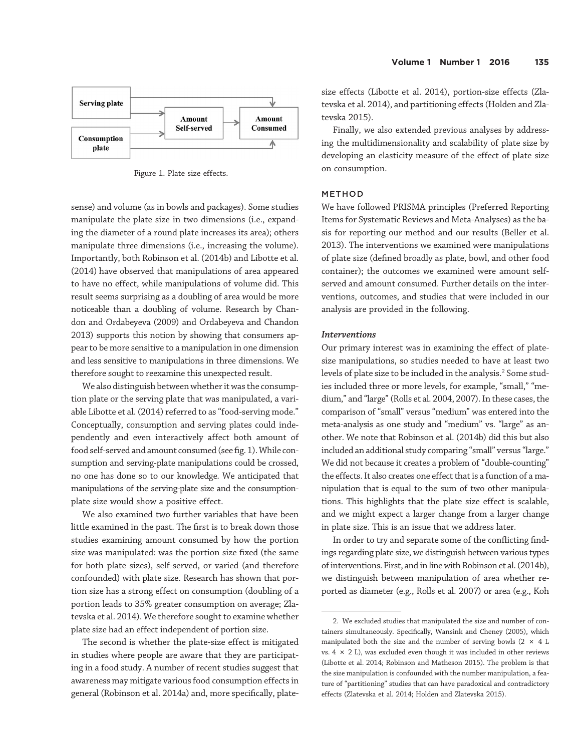Figure 1. Plate size effects.

sense) and volume (as in bowls and packages). Some studies manipulate the plate size in two dimensions (i.e., expanding the diameter of a round plate increases its area); others manipulate three dimensions (i.e., increasing the volume). Importantly, both Robinson et al. (2014b) and Libotte et al. (2014) have observed that manipulations of area appeared to have no effect, while manipulations of volume did. This result seems surprising as a doubling of area would be more noticeable than a doubling of volume. Research by Chandon and Ordabeyeva (2009) and Ordabeyeva and Chandon 2013) supports this notion by showing that consumers appear to be more sensitive to a manipulation in one dimension and less sensitive to manipulations in three dimensions. We therefore sought to reexamine this unexpected result.

We also distinguish between whether it was the consumption plate or the serving plate that was manipulated, a variable Libotte et al. (2014) referred to as "food-serving mode." Conceptually, consumption and serving plates could independently and even interactively affect both amount of food self-served and amount consumed (see fig. 1). While consumption and serving-plate manipulations could be crossed, no one has done so to our knowledge. We anticipated that manipulations of the serving-plate size and the consumption-plate size would show a positive effect.

We also examined two further variables that have been little examined in the past. The first is to break down those studies examining amount consumed by how the portion size was manipulated: was the portion size fixed (the same for both plate sizes), self-served, or varied (and therefore confounded) with plate size. Research has shown that portion size has a strong effect on consumption (doubling of a portion leads to 35% greater consumption on average; Zlatevska et al. 2014). We therefore sought to examine whether plate size had an effect independent of portion size.

The second is whether the plate-size effect is mitigated in studies where people are aware that they are participating in a food study. A number of recent studies suggest that awareness may mitigate various food consumption effects in general (Robinson et al. 2014a) and, more specifically, plate-size effects (Libotte et al. 2014), portion-size effects (Zlatevska et al. 2014), and partitioning effects (Holden and Zlatevska 2015).

Finally, we also extended previous analyses by addressing the multidimensionality and scalability of plate size by developing an elasticity measure of the effect of plate size on consumption.

## METHOD

We have followed PRISMA principles (Preferred Reporting Items for Systematic Reviews and Meta-Analyses) as the basis for reporting our method and our results (Beller et al. 2013). The interventions we examined were manipulations of plate size (defined broadly as plate, bowl, and other food container); the outcomes we examined were amount self-served and amount consumed. Further details on the interventions, outcomes, and studies that were included in our analysis are provided in the following.

### *Interventions*

Our primary interest was in examining the effect of plate-size manipulations, so studies needed to have at least two levels of plate size to be included in the analysis.[2] Some studies included three or more levels, for example, "small," "medium," and "large" (Rolls et al. 2004, 2007). In these cases, the comparison of "small" versus "medium" was entered into the meta-analysis as one study and "medium" vs. "large" as another. We note that Robinson et al. (2014b) did this but also included an additional study comparing "small" versus "large." We did not because it creates a problem of "double-counting" the effects. It also creates one effect that is a function of a manipulation that is equal to the sum of two other manipulations. This highlights that the plate size effect is scalable, and we might expect a larger change from a larger change in plate size. This is an issue that we address later.

In order to try and separate some of the conflicting findings regarding plate size, we distinguish between various types of interventions. First, and in line with Robinson et al. (2014b), we distinguish between manipulation of area whether reported as diameter (e.g., Rolls et al. 2007) or area (e.g., Koh

2. We excluded studies that manipulated the size and number of containers simultaneously. Specifically, Wansink and Cheney (2005), which manipulated both the size and the number of serving bowls (2 × 4 L vs. 4 × 2 L), was excluded even though it was included in other reviews (Libotte et al. 2014; Robinson and Matheson 2015). The problem is that the size manipulation is confounded with the number manipulation, a feature of "partitioning" studies that can have paradoxical and contradictory effects (Zlatevska et al. 2014; Holden and Zlatevska 2015).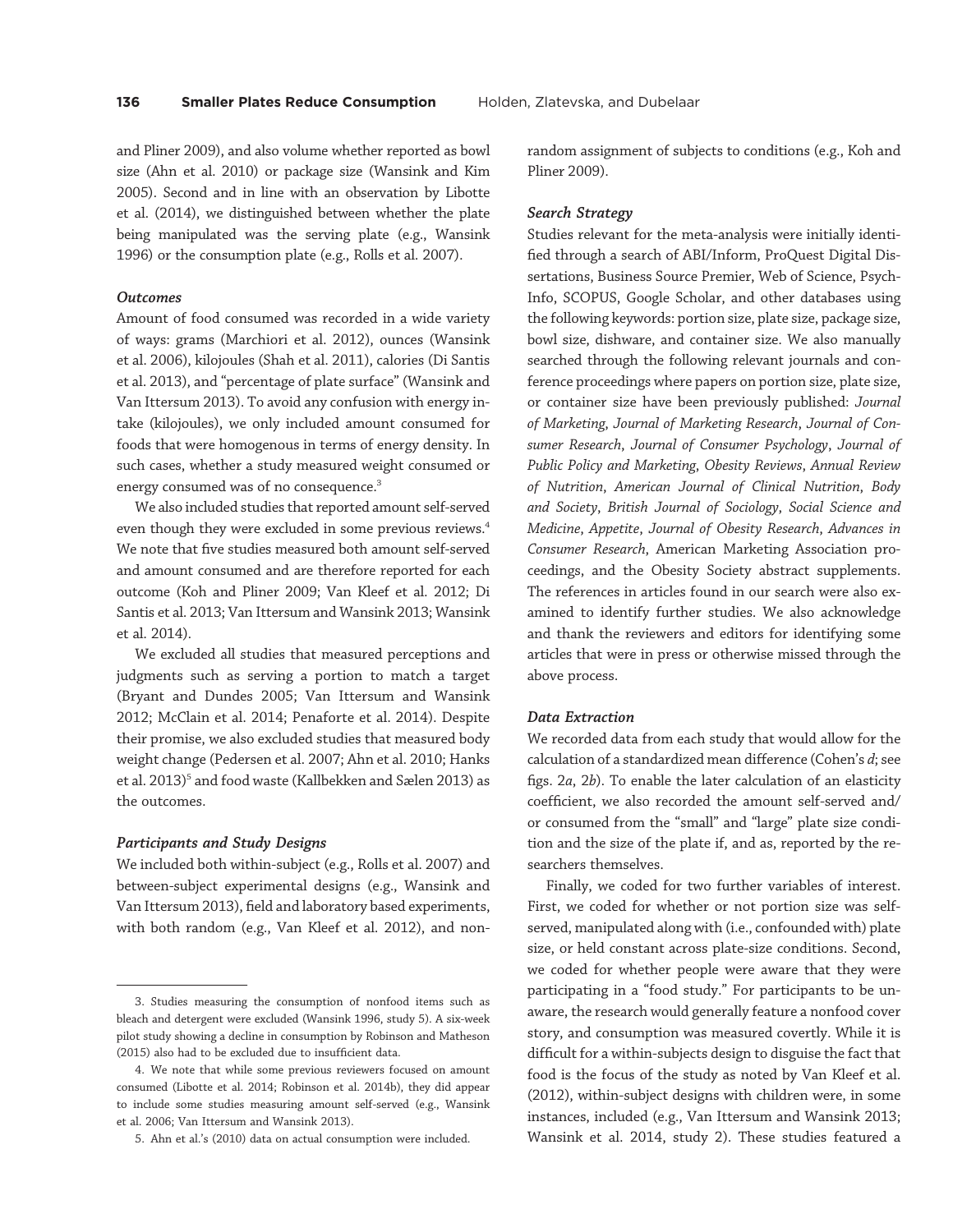and Pliner 2009), and also volume whether reported as bowl size (Ahn et al. 2010) or package size (Wansink and Kim 2005). Second and in line with an observation by Libotte et al. (2014), we distinguished between whether the plate being manipulated was the serving plate (e.g., Wansink 1996) or the consumption plate (e.g., Rolls et al. 2007).

### *Outcomes*

Amount of food consumed was recorded in a wide variety of ways: grams (Marchiori et al. 2012), ounces (Wansink et al. 2006), kilojoules (Shah et al. 2011), calories (Di Santis et al. 2013), and "percentage of plate surface" (Wansink and Van Ittersum 2013). To avoid any confusion with energy intake (kilojoules), we only included amount consumed for foods that were homogenous in terms of energy density. In such cases, whether a study measured weight consumed or energy consumed was of no consequence.[3]

We also included studies that reported amount self-served even though they were excluded in some previous reviews.[4] We note that five studies measured both amount self-served and amount consumed and are therefore reported for each outcome (Koh and Pliner 2009; Van Kleef et al. 2012; Di Santis et al. 2013; Van Ittersum and Wansink 2013; Wansink et al. 2014).

We excluded all studies that measured perceptions and judgments such as serving a portion to match a target (Bryant and Dundes 2005; Van Ittersum and Wansink 2012; McClain et al. 2014; Penaforte et al. 2014). Despite their promise, we also excluded studies that measured body weight change (Pedersen et al. 2007; Ahn et al. 2010; Hanks et al. 2013)[5] and food waste (Kallbekken and Sælen 2013) as the outcomes.

### *Participants and Study Designs*

We included both within-subject (e.g., Rolls et al. 2007) and between-subject experimental designs (e.g., Wansink and Van Ittersum 2013), field and laboratory based experiments, with both random (e.g., Van Kleef et al. 2012), and non-random assignment of subjects to conditions (e.g., Koh and Pliner 2009).

### *Search Strategy*

Studies relevant for the meta-analysis were initially identified through a search of ABI/Inform, ProQuest Digital Dissertations, Business Source Premier, Web of Science, PsychInfo, SCOPUS, Google Scholar, and other databases using the following keywords: portion size, plate size, package size, bowl size, dishware, and container size. We also manually searched through the following relevant journals and conference proceedings where papers on portion size, plate size, or container size have been previously published: *Journal of Marketing*, *Journal of Marketing Research*, *Journal of Consumer Research*, *Journal of Consumer Psychology*, *Journal of Public Policy and Marketing*, *Obesity Reviews*, *Annual Review of Nutrition*, *American Journal of Clinical Nutrition*, *Body and Society*, *British Journal of Sociology*, *Social Science and Medicine*, *Appetite*, *Journal of Obesity Research*, *Advances in Consumer Research*, American Marketing Association proceedings, and the Obesity Society abstract supplements. The references in articles found in our search were also examined to identify further studies. We also acknowledge and thank the reviewers and editors for identifying some articles that were in press or otherwise missed through the above process.

### *Data Extraction*

We recorded data from each study that would allow for the calculation of a standardized mean difference (Cohen's *d*; see figs. 2*a*, 2*b*). To enable the later calculation of an elasticity coefficient, we also recorded the amount self-served and/or consumed from the "small" and "large" plate size condition and the size of the plate if, and as, reported by the researchers themselves.

Finally, we coded for two further variables of interest. First, we coded for whether or not portion size was self-served, manipulated along with (i.e., confounded with) plate size, or held constant across plate-size conditions. Second, we coded for whether people were aware that they were participating in a "food study." For participants to be unaware, the research would generally feature a nonfood cover story, and consumption was measured covertly. While it is difficult for a within-subjects design to disguise the fact that food is the focus of the study as noted by Van Kleef et al. (2012), within-subject designs with children were, in some instances, included (e.g., Van Ittersum and Wansink 2013; Wansink et al. 2014, study 2). These studies featured a

---

3. Studies measuring the consumption of nonfood items such as bleach and detergent were excluded (Wansink 1996, study 5). A six-week pilot study showing a decline in consumption by Robinson and Matheson (2015) also had to be excluded due to insufficient data.

4. We note that while some previous reviewers focused on amount consumed (Libotte et al. 2014; Robinson et al. 2014b), they did appear to include some studies measuring amount self-served (e.g., Wansink et al. 2006; Van Ittersum and Wansink 2013).

5. Ahn et al.'s (2010) data on actual consumption were included.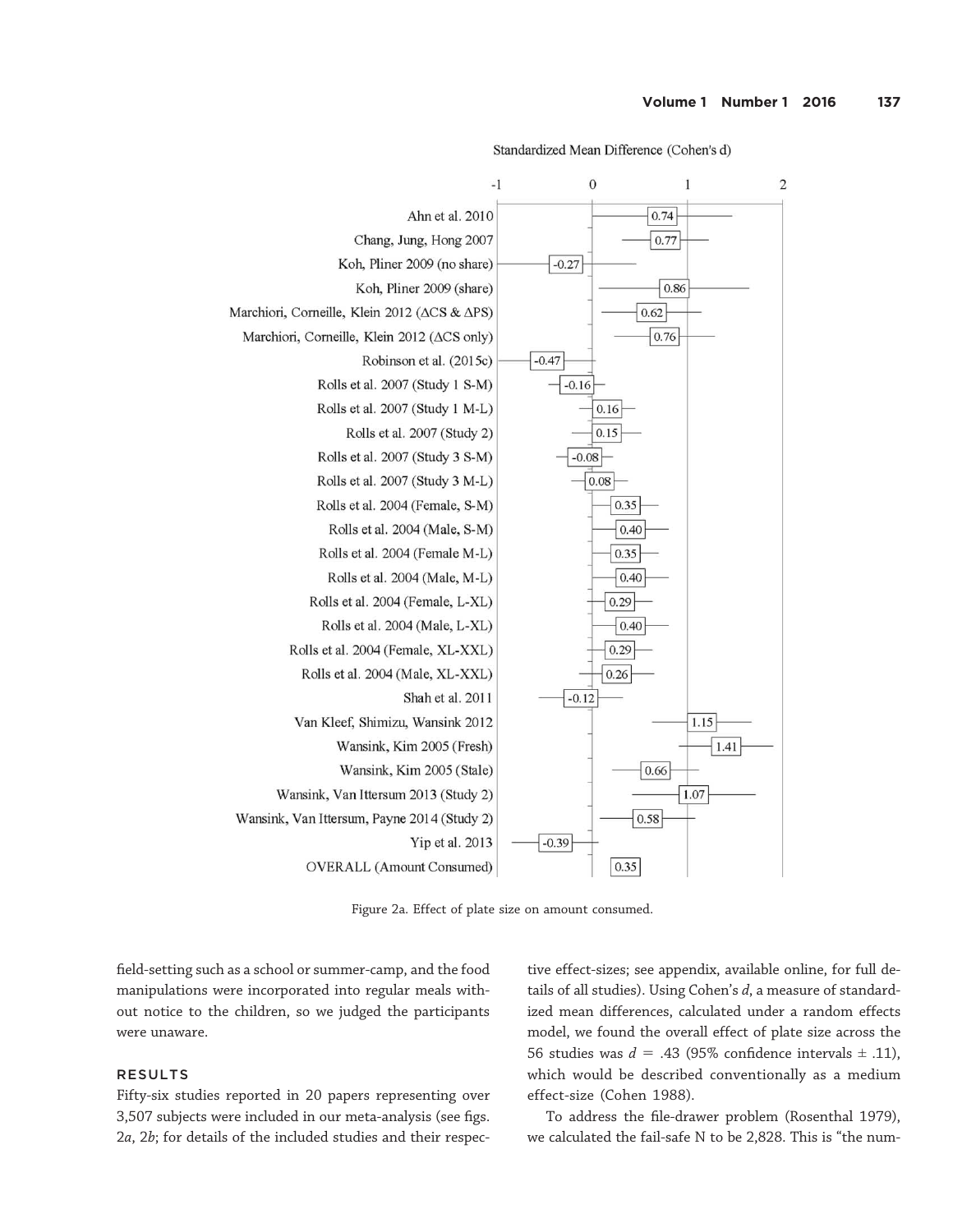Figure 2a. Effect of plate size on amount consumed.

field-setting such as a school or summer-camp, and the food manipulations were incorporated into regular meals without notice to the children, so we judged the participants were unaware.

## RESULTS

Fifty-six studies reported in 20 papers representing over 3,507 subjects were included in our meta-analysis (see figs. 2*a*, 2*b*; for details of the included studies and their respective effect-sizes; see appendix, available online, for full details of all studies). Using Cohen's *d*, a measure of standardized mean differences, calculated under a random effects model, we found the overall effect of plate size across the 56 studies was $d = .43$ (95% confidence intervals ± .11), which would be described conventionally as a medium effect-size (Cohen 1988).

To address the file-drawer problem (Rosenthal 1979), we calculated the fail-safe N to be 2,828. This is "the num-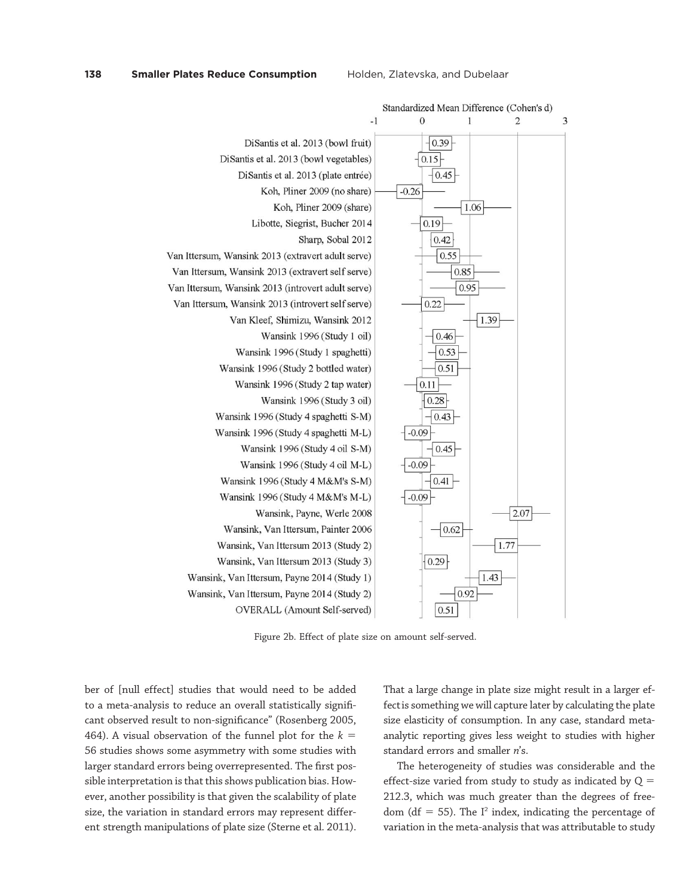| Study | Standardized Mean Difference (Cohen's d) |
|---|---|
| DiSantis et al. 2013 (bowl fruit) | 0.39 |
| DiSantis et al. 2013 (bowl vegetables) | 0.15 |
| DiSantis et al. 2013 (plate entrée) | 0.45 |
| Koh, Pliner 2009 (no share) | -0.26 |
| Koh, Pliner 2009 (share) | 1.06 |
| Libotte, Siegrist, Bucher 2014 | 0.19 |
| Sharp, Sobal 2012 | 0.42 |
| Van Ittersum, Wansink 2013 (extravert adult serve) | 0.55 |
| Van Ittersum, Wansink 2013 (extravert self serve) | 0.85 |
| Van Ittersum, Wansink 2013 (introvert adult serve) | 0.95 |
| Van Ittersum, Wansink 2013 (introvert self serve) | 0.22 |
| Van Kleef, Shimizu, Wansink 2012 | 1.39 |
| Wansink 1996 (Study 1 oil) | 0.46 |
| Wansink 1996 (Study 1 spaghetti) | 0.53 |
| Wansink 1996 (Study 2 bottled water) | 0.51 |
| Wansink 1996 (Study 2 tap water) | 0.11 |
| Wansink 1996 (Study 3 oil) | 0.28 |
| Wansink 1996 (Study 4 spaghetti S-M) | 0.43 |
| Wansink 1996 (Study 4 spaghetti M-L) | -0.09 |
| Wansink 1996 (Study 4 oil S-M) | 0.45 |
| Wansink 1996 (Study 4 oil M-L) | -0.09 |
| Wansink 1996 (Study 4 M&M's S-M) | 0.41 |
| Wansink 1996 (Study 4 M&M's M-L) | -0.09 |
| Wansink, Payne, Werle 2008 | 2.07 |
| Wansink, Van Ittersum, Painter 2006 | 0.62 |
| Wansink, Van Ittersum 2013 (Study 2) | 1.77 |
| Wansink, Van Ittersum 2013 (Study 3) | 0.29 |
| Wansink, Van Ittersum, Payne 2014 (Study 1) | 1.43 |
| Wansink, Van Ittersum, Payne 2014 (Study 2) | 0.92 |
| OVERALL (Amount Self-served) | 0.51 |

Figure 2b. Effect of plate size on amount self-served.

ber of [null effect] studies that would need to be added to a meta-analysis to reduce an overall statistically significant observed result to non-significance" (Rosenberg 2005, 464). A visual observation of the funnel plot for the $k = 56$ studies shows some asymmetry with some studies with larger standard errors being overrepresented. The first possible interpretation is that this shows publication bias. However, another possibility is that given the scalability of plate size, the variation in standard errors may represent different strength manipulations of plate size (Sterne et al. 2011). That a large change in plate size might result in a larger effect is something we will capture later by calculating the plate size elasticity of consumption. In any case, standard meta-analytic reporting gives less weight to studies with higher standard errors and smaller *n*'s.

The heterogeneity of studies was considerable and the effect-size varied from study to study as indicated by $Q = 212.3$, which was much greater than the degrees of freedom ($df = 55$). The $I^2$ index, indicating the percentage of variation in the meta-analysis that was attributable to study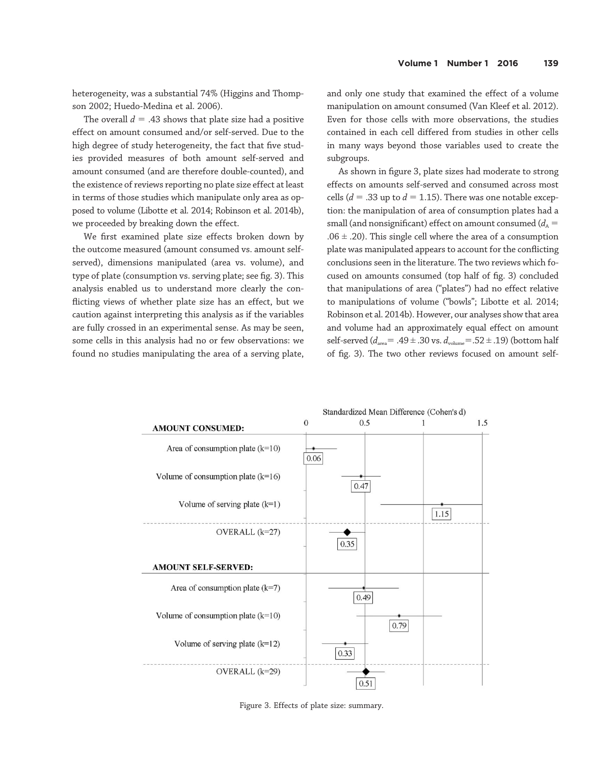heterogeneity, was a substantial 74% (Higgins and Thompson 2002; Huedo-Medina et al. 2006).

The overall $d = .43$ shows that plate size had a positive effect on amount consumed and/or self-served. Due to the high degree of study heterogeneity, the fact that five studies provided measures of both amount self-served and amount consumed (and are therefore double-counted), and the existence of reviews reporting no plate size effect at least in terms of those studies which manipulate only area as opposed to volume (Libotte et al. 2014; Robinson et al. 2014b), we proceeded by breaking down the effect.

We first examined plate size effects broken down by the outcome measured (amount consumed vs. amount self-served), dimensions manipulated (area vs. volume), and type of plate (consumption vs. serving plate; see fig. 3). This analysis enabled us to understand more clearly the conflicting views of whether plate size has an effect, but we caution against interpreting this analysis as if the variables are fully crossed in an experimental sense. As may be seen, some cells in this analysis had no or few observations: we found no studies manipulating the area of a serving plate, and only one study that examined the effect of a volume manipulation on amount consumed (Van Kleef et al. 2012). Even for those cells with more observations, the studies contained in each cell differed from studies in other cells in many ways beyond those variables used to create the subgroups.

As shown in figure 3, plate sizes had moderate to strong effects on amounts self-served and consumed across most cells ($d = .33$ up to $d = 1.15$). There was one notable exception: the manipulation of area of consumption plates had a small (and nonsignificant) effect on amount consumed ($d_A = .06 \pm .20$). This single cell where the area of a consumption plate was manipulated appears to account for the conflicting conclusions seen in the literature. The two reviews which focused on amounts consumed (top half of fig. 3) concluded that manipulations of area ("plates") had no effect relative to manipulations of volume ("bowls"; Libotte et al. 2014; Robinson et al. 2014b). However, our analyses show that area and volume had an approximately equal effect on amount self-served ($d_{area} = .49 \pm .30$ vs. $d_{volume} = .52 \pm .19$) (bottom half of fig. 3). The two other reviews focused on amount self-

| | Standardized Mean Difference (Cohen's d) |
|---|---|
| **AMOUNT CONSUMED:** | |
| Area of consumption plate (k=10) | 0.06 |
| Volume of consumption plate (k=16) | 0.47 |
| Volume of serving plate (k=1) | 1.15 |
| OVERALL (k=27) | 0.35 |
| **AMOUNT SELF-SERVED:** | |
| Area of consumption plate (k=7) | 0.49 |
| Volume of consumption plate (k=10) | 0.79 |
| Volume of serving plate (k=12) | 0.33 |
| OVERALL (k=29) | 0.51 |

Figure 3. Effects of plate size: summary.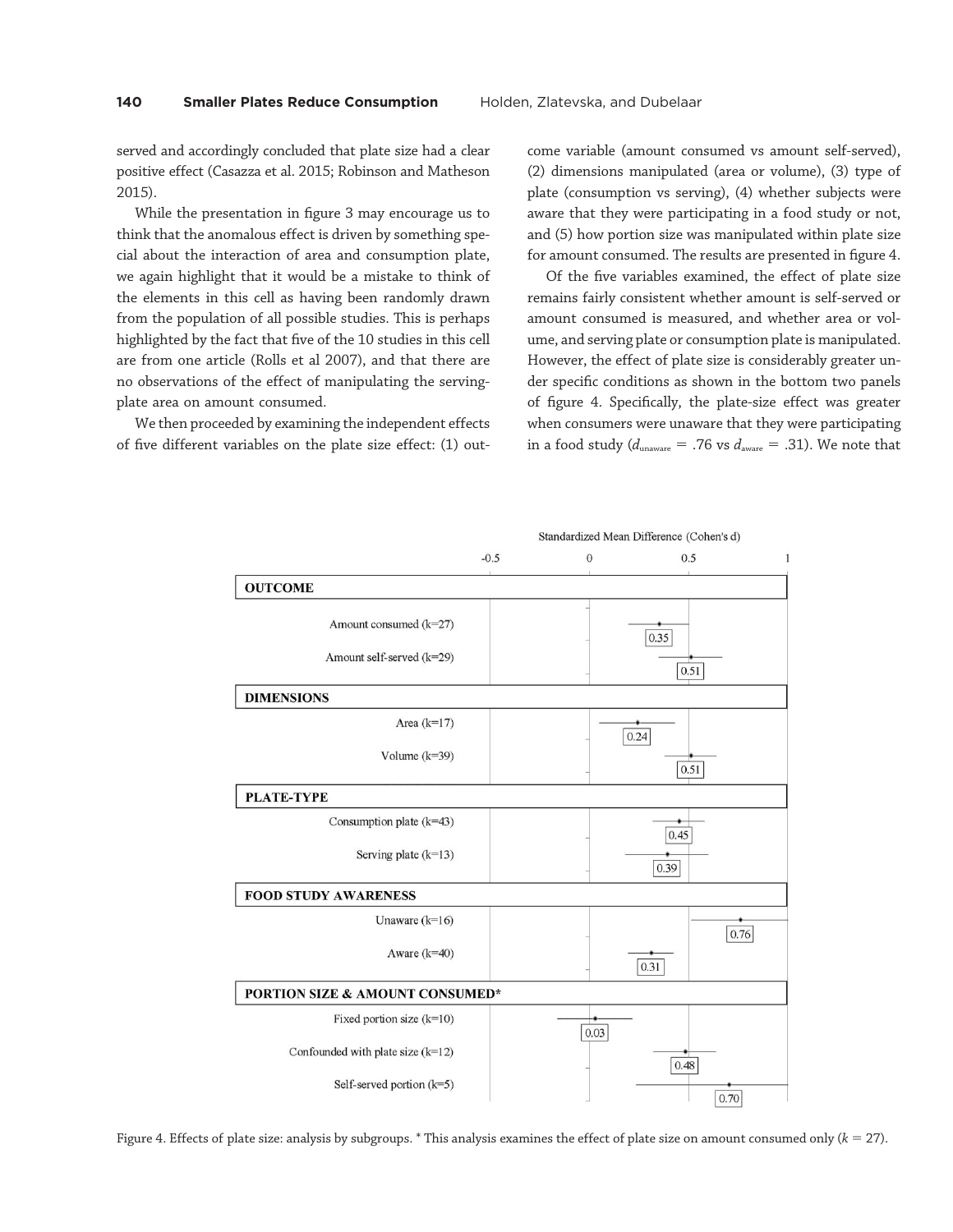served and accordingly concluded that plate size had a clear positive effect (Casazza et al. 2015; Robinson and Matheson 2015).

While the presentation in figure 3 may encourage us to think that the anomalous effect is driven by something special about the interaction of area and consumption plate, we again highlight that it would be a mistake to think of the elements in this cell as having been randomly drawn from the population of all possible studies. This is perhaps highlighted by the fact that five of the 10 studies in this cell are from one article (Rolls et al 2007), and that there are no observations of the effect of manipulating the serving-plate area on amount consumed.

We then proceeded by examining the independent effects of five different variables on the plate size effect: (1) outcome variable (amount consumed vs amount self-served), (2) dimensions manipulated (area or volume), (3) type of plate (consumption vs serving), (4) whether subjects were aware that they were participating in a food study or not, and (5) how portion size was manipulated within plate size for amount consumed. The results are presented in figure 4.

Of the five variables examined, the effect of plate size remains fairly consistent whether amount is self-served or amount consumed is measured, and whether area or volume, and serving plate or consumption plate is manipulated. However, the effect of plate size is considerably greater under specific conditions as shown in the bottom two panels of figure 4. Specifically, the plate-size effect was greater when consumers were unaware that they were participating in a food study ($d_{unaware} = .76$ vs $d_{aware} = .31$). We note that

| Subgroup | Standardized Mean Difference (Cohen's d) |
|---|---|
| **OUTCOME** | |
| Amount consumed (k=27) | 0.35 |
| Amount self-served (k=29) | 0.51 |
| **DIMENSIONS** | |
| Area (k=17) | 0.24 |
| Volume (k=39) | 0.51 |
| **PLATE-TYPE** | |
| Consumption plate (k=43) | 0.45 |
| Serving plate (k=13) | 0.39 |
| **FOOD STUDY AWARENESS** | |
| Unaware (k=16) | 0.76 |
| Aware (k=40) | 0.31 |
| **PORTION SIZE & AMOUNT CONSUMED*** | |
| Fixed portion size (k=10) | 0.03 |
| Confounded with plate size (k=12) | 0.48 |
| Self-served portion (k=5) | 0.70 |

Figure 4. Effects of plate size: analysis by subgroups. * This analysis examines the effect of plate size on amount consumed only ($k = 27$).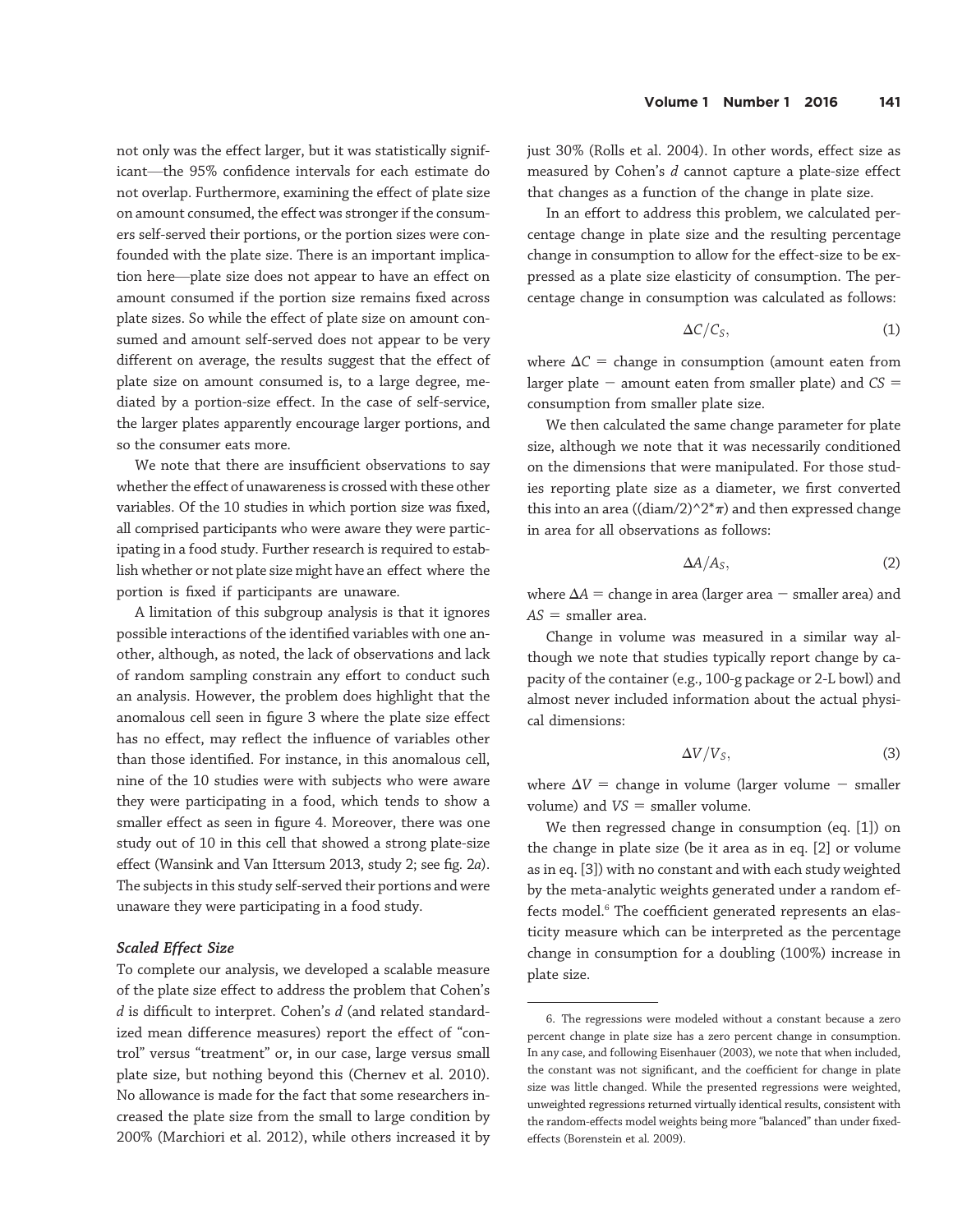not only was the effect larger, but it was statistically significant—the 95% confidence intervals for each estimate do not overlap. Furthermore, examining the effect of plate size on amount consumed, the effect was stronger if the consumers self-served their portions, or the portion sizes were confounded with the plate size. There is an important implication here—plate size does not appear to have an effect on amount consumed if the portion size remains fixed across plate sizes. So while the effect of plate size on amount consumed and amount self-served does not appear to be very different on average, the results suggest that the effect of plate size on amount consumed is, to a large degree, mediated by a portion-size effect. In the case of self-service, the larger plates apparently encourage larger portions, and so the consumer eats more.

We note that there are insufficient observations to say whether the effect of unawareness is crossed with these other variables. Of the 10 studies in which portion size was fixed, all comprised participants who were aware they were participating in a food study. Further research is required to establish whether or not plate size might have an effect where the portion is fixed if participants are unaware.

A limitation of this subgroup analysis is that it ignores possible interactions of the identified variables with one another, although, as noted, the lack of observations and lack of random sampling constrain any effort to conduct such an analysis. However, the problem does highlight that the anomalous cell seen in figure 3 where the plate size effect has no effect, may reflect the influence of variables other than those identified. For instance, in this anomalous cell, nine of the 10 studies were with subjects who were aware they were participating in a food, which tends to show a smaller effect as seen in figure 4. Moreover, there was one study out of 10 in this cell that showed a strong plate-size effect (Wansink and Van Ittersum 2013, study 2; see fig. 2*a*). The subjects in this study self-served their portions and were unaware they were participating in a food study.

### *Scaled Effect Size*

To complete our analysis, we developed a scalable measure of the plate size effect to address the problem that Cohen's *d* is difficult to interpret. Cohen's *d* (and related standardized mean difference measures) report the effect of "control" versus "treatment" or, in our case, large versus small plate size, but nothing beyond this (Chernev et al. 2010). No allowance is made for the fact that some researchers increased the plate size from the small to large condition by 200% (Marchiori et al. 2012), while others increased it by just 30% (Rolls et al. 2004). In other words, effect size as measured by Cohen's *d* cannot capture a plate-size effect that changes as a function of the change in plate size.

In an effort to address this problem, we calculated percentage change in plate size and the resulting percentage change in consumption to allow for the effect-size to be expressed as a plate size elasticity of consumption. The percentage change in consumption was calculated as follows:

$$\Delta C / C_S, \tag{1}$$

where $\Delta C$ = change in consumption (amount eaten from larger plate − amount eaten from smaller plate) and $CS$ = consumption from smaller plate size.

We then calculated the same change parameter for plate size, although we note that it was necessarily conditioned on the dimensions that were manipulated. For those studies reporting plate size as a diameter, we first converted this into an area ((diam/2)^2*π) and then expressed change in area for all observations as follows:

$$\Delta A / A_S, \tag{2}$$

where $\Delta A$ = change in area (larger area − smaller area) and $AS$ = smaller area.

Change in volume was measured in a similar way although we note that studies typically report change by capacity of the container (e.g., 100-g package or 2-L bowl) and almost never included information about the actual physical dimensions:

$$\Delta V / V_S, \tag{3}$$

where $\Delta V$ = change in volume (larger volume − smaller volume) and $VS$ = smaller volume.

We then regressed change in consumption (eq. [1]) on the change in plate size (be it area as in eq. [2] or volume as in eq. [3]) with no constant and with each study weighted by the meta-analytic weights generated under a random effects model.[6] The coefficient generated represents an elasticity measure which can be interpreted as the percentage change in consumption for a doubling (100%) increase in plate size.

---

6. The regressions were modeled without a constant because a zero percent change in plate size has a zero percent change in consumption. In any case, and following Eisenhauer (2003), we note that when included, the constant was not significant, and the coefficient for change in plate size was little changed. While the presented regressions were weighted, unweighted regressions returned virtually identical results, consistent with the random-effects model weights being more "balanced" than under fixed-effects (Borenstein et al. 2009).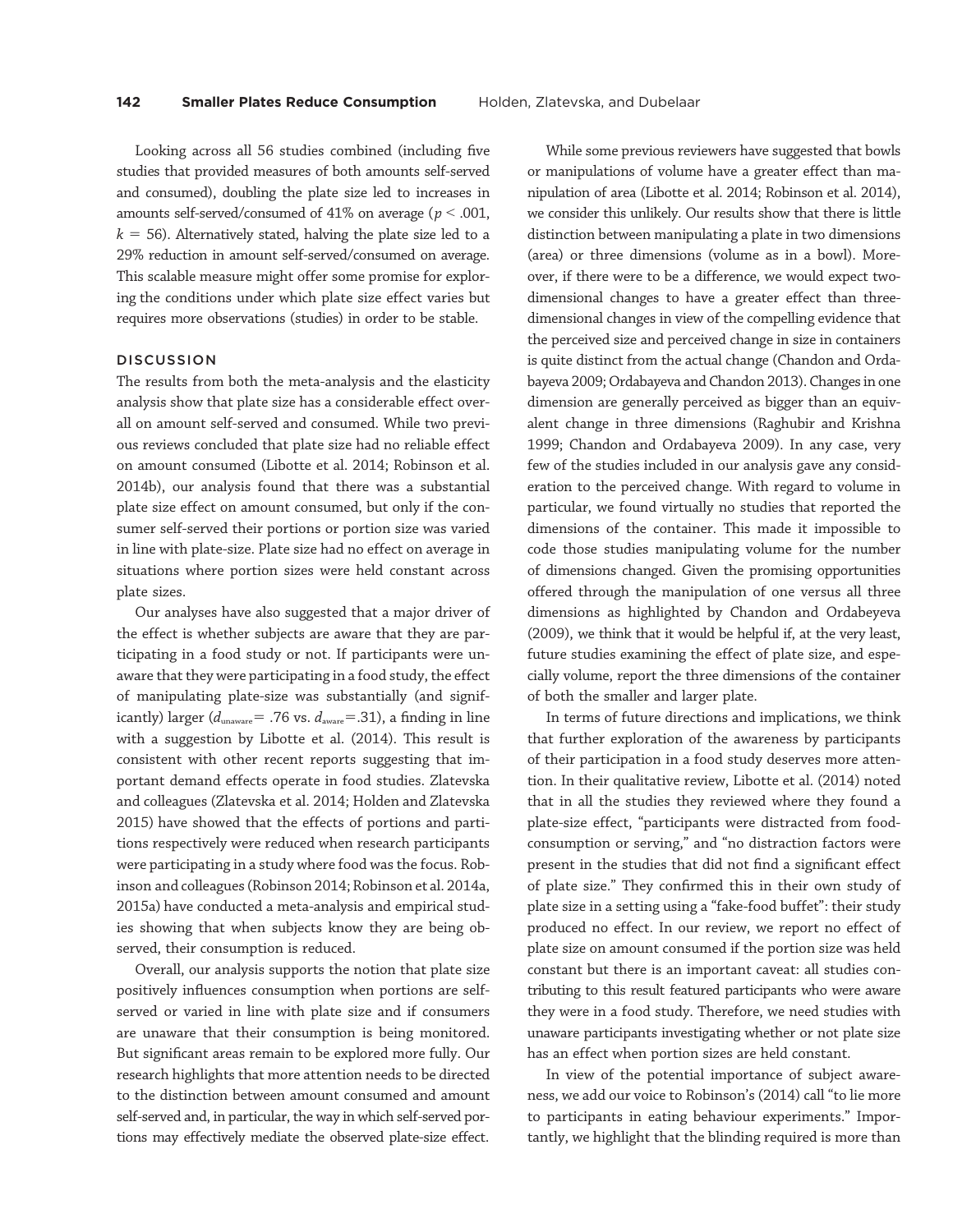Looking across all 56 studies combined (including five studies that provided measures of both amounts self-served and consumed), doubling the plate size led to increases in amounts self-served/consumed of 41% on average ($p < .001$, $k = 56$). Alternatively stated, halving the plate size led to a 29% reduction in amount self-served/consumed on average. This scalable measure might offer some promise for exploring the conditions under which plate size effect varies but requires more observations (studies) in order to be stable.

## DISCUSSION

The results from both the meta-analysis and the elasticity analysis show that plate size has a considerable effect overall on amount self-served and consumed. While two previous reviews concluded that plate size had no reliable effect on amount consumed (Libotte et al. 2014; Robinson et al. 2014b), our analysis found that there was a substantial plate size effect on amount consumed, but only if the consumer self-served their portions or portion size was varied in line with plate-size. Plate size had no effect on average in situations where portion sizes were held constant across plate sizes.

Our analyses have also suggested that a major driver of the effect is whether subjects are aware that they are participating in a food study or not. If participants were unaware that they were participating in a food study, the effect of manipulating plate-size was substantially (and significantly) larger ($d_{\text{unaware}} = .76$ vs. $d_{\text{aware}} = .31$), a finding in line with a suggestion by Libotte et al. (2014). This result is consistent with other recent reports suggesting that important demand effects operate in food studies. Zlatevska and colleagues (Zlatevska et al. 2014; Holden and Zlatevska 2015) have showed that the effects of portions and partitions respectively were reduced when research participants were participating in a study where food was the focus. Robinson and colleagues (Robinson 2014; Robinson et al. 2014a, 2015a) have conducted a meta-analysis and empirical studies showing that when subjects know they are being observed, their consumption is reduced.

Overall, our analysis supports the notion that plate size positively influences consumption when portions are self-served or varied in line with plate size and if consumers are unaware that their consumption is being monitored. But significant areas remain to be explored more fully. Our research highlights that more attention needs to be directed to the distinction between amount consumed and amount self-served and, in particular, the way in which self-served portions may effectively mediate the observed plate-size effect.

While some previous reviewers have suggested that bowls or manipulations of volume have a greater effect than manipulation of area (Libotte et al. 2014; Robinson et al. 2014), we consider this unlikely. Our results show that there is little distinction between manipulating a plate in two dimensions (area) or three dimensions (volume as in a bowl). Moreover, if there were to be a difference, we would expect two-dimensional changes to have a greater effect than three-dimensional changes in view of the compelling evidence that the perceived size and perceived change in size in containers is quite distinct from the actual change (Chandon and Ordabayeva 2009; Ordabayeva and Chandon 2013). Changes in one dimension are generally perceived as bigger than an equivalent change in three dimensions (Raghubir and Krishna 1999; Chandon and Ordabayeva 2009). In any case, very few of the studies included in our analysis gave any consideration to the perceived change. With regard to volume in particular, we found virtually no studies that reported the dimensions of the container. This made it impossible to code those studies manipulating volume for the number of dimensions changed. Given the promising opportunities offered through the manipulation of one versus all three dimensions as highlighted by Chandon and Ordabeyeva (2009), we think that it would be helpful if, at the very least, future studies examining the effect of plate size, and especially volume, report the three dimensions of the container of both the smaller and larger plate.

In terms of future directions and implications, we think that further exploration of the awareness by participants of their participation in a food study deserves more attention. In their qualitative review, Libotte et al. (2014) noted that in all the studies they reviewed where they found a plate-size effect, "participants were distracted from food-consumption or serving," and "no distraction factors were present in the studies that did not find a significant effect of plate size." They confirmed this in their own study of plate size in a setting using a "fake-food buffet": their study produced no effect. In our review, we report no effect of plate size on amount consumed if the portion size was held constant but there is an important caveat: all studies contributing to this result featured participants who were aware they were in a food study. Therefore, we need studies with unaware participants investigating whether or not plate size has an effect when portion sizes are held constant.

In view of the potential importance of subject awareness, we add our voice to Robinson's (2014) call "to lie more to participants in eating behaviour experiments." Importantly, we highlight that the blinding required is more than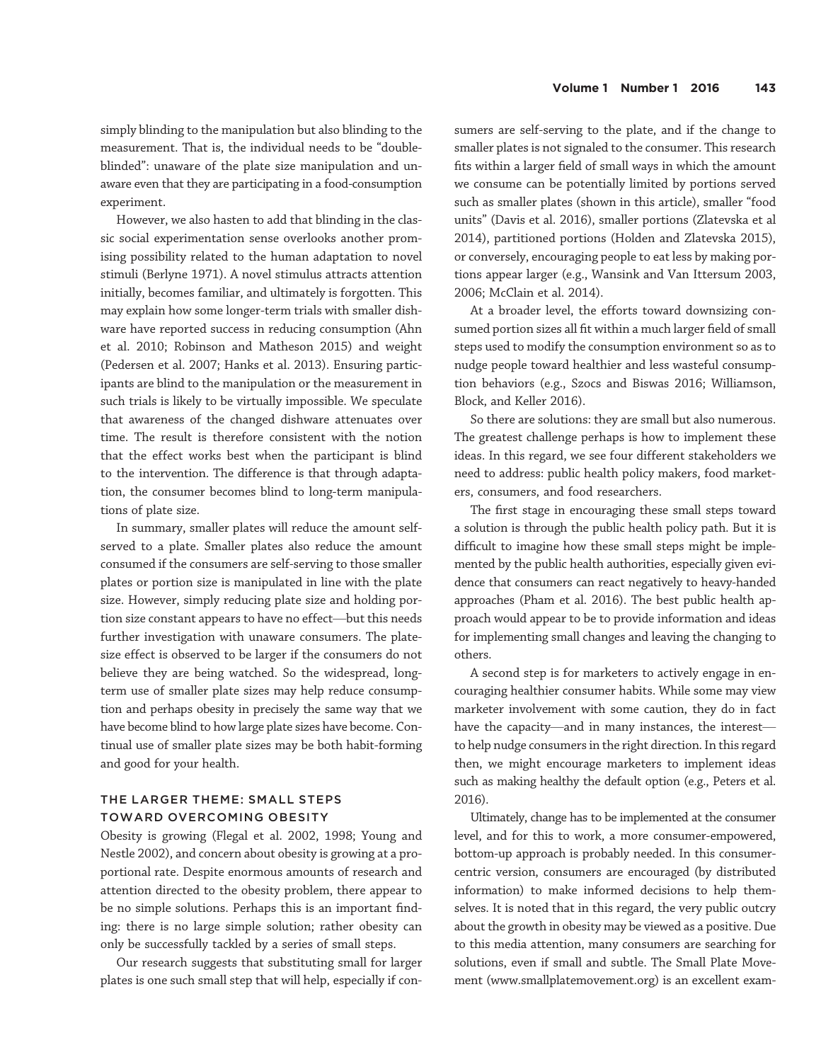simply blinding to the manipulation but also blinding to the measurement. That is, the individual needs to be "double-blinded": unaware of the plate size manipulation and unaware even that they are participating in a food-consumption experiment.

However, we also hasten to add that blinding in the classic social experimentation sense overlooks another promising possibility related to the human adaptation to novel stimuli (Berlyne 1971). A novel stimulus attracts attention initially, becomes familiar, and ultimately is forgotten. This may explain how some longer-term trials with smaller dishware have reported success in reducing consumption (Ahn et al. 2010; Robinson and Matheson 2015) and weight (Pedersen et al. 2007; Hanks et al. 2013). Ensuring participants are blind to the manipulation or the measurement in such trials is likely to be virtually impossible. We speculate that awareness of the changed dishware attenuates over time. The result is therefore consistent with the notion that the effect works best when the participant is blind to the intervention. The difference is that through adaptation, the consumer becomes blind to long-term manipulations of plate size.

In summary, smaller plates will reduce the amount self-served to a plate. Smaller plates also reduce the amount consumed if the consumers are self-serving to those smaller plates or portion size is manipulated in line with the plate size. However, simply reducing plate size and holding portion size constant appears to have no effect—but this needs further investigation with unaware consumers. The plate-size effect is observed to be larger if the consumers do not believe they are being watched. So the widespread, long-term use of smaller plate sizes may help reduce consumption and perhaps obesity in precisely the same way that we have become blind to how large plate sizes have become. Continual use of smaller plate sizes may be both habit-forming and good for your health.

## THE LARGER THEME: SMALL STEPS TOWARD OVERCOMING OBESITY

Obesity is growing (Flegal et al. 2002, 1998; Young and Nestle 2002), and concern about obesity is growing at a proportional rate. Despite enormous amounts of research and attention directed to the obesity problem, there appear to be no simple solutions. Perhaps this is an important finding: there is no large simple solution; rather obesity can only be successfully tackled by a series of small steps.

Our research suggests that substituting small for larger plates is one such small step that will help, especially if consumers are self-serving to the plate, and if the change to smaller plates is not signaled to the consumer. This research fits within a larger field of small ways in which the amount we consume can be potentially limited by portions served such as smaller plates (shown in this article), smaller "food units" (Davis et al. 2016), smaller portions (Zlatevska et al 2014), partitioned portions (Holden and Zlatevska 2015), or conversely, encouraging people to eat less by making portions appear larger (e.g., Wansink and Van Ittersum 2003, 2006; McClain et al. 2014).

At a broader level, the efforts toward downsizing consumed portion sizes all fit within a much larger field of small steps used to modify the consumption environment so as to nudge people toward healthier and less wasteful consumption behaviors (e.g., Szocs and Biswas 2016; Williamson, Block, and Keller 2016).

So there are solutions: they are small but also numerous. The greatest challenge perhaps is how to implement these ideas. In this regard, we see four different stakeholders we need to address: public health policy makers, food marketers, consumers, and food researchers.

The first stage in encouraging these small steps toward a solution is through the public health policy path. But it is difficult to imagine how these small steps might be implemented by the public health authorities, especially given evidence that consumers can react negatively to heavy-handed approaches (Pham et al. 2016). The best public health approach would appear to be to provide information and ideas for implementing small changes and leaving the changing to others.

A second step is for marketers to actively engage in encouraging healthier consumer habits. While some may view marketer involvement with some caution, they do in fact have the capacity—and in many instances, the interest—to help nudge consumers in the right direction. In this regard then, we might encourage marketers to implement ideas such as making healthy the default option (e.g., Peters et al. 2016).

Ultimately, change has to be implemented at the consumer level, and for this to work, a more consumer-empowered, bottom-up approach is probably needed. In this consumer-centric version, consumers are encouraged (by distributed information) to make informed decisions to help themselves. It is noted that in this regard, the very public outcry about the growth in obesity may be viewed as a positive. Due to this media attention, many consumers are searching for solutions, even if small and subtle. The Small Plate Movement (www.smallplatemovement.org) is an excellent exam-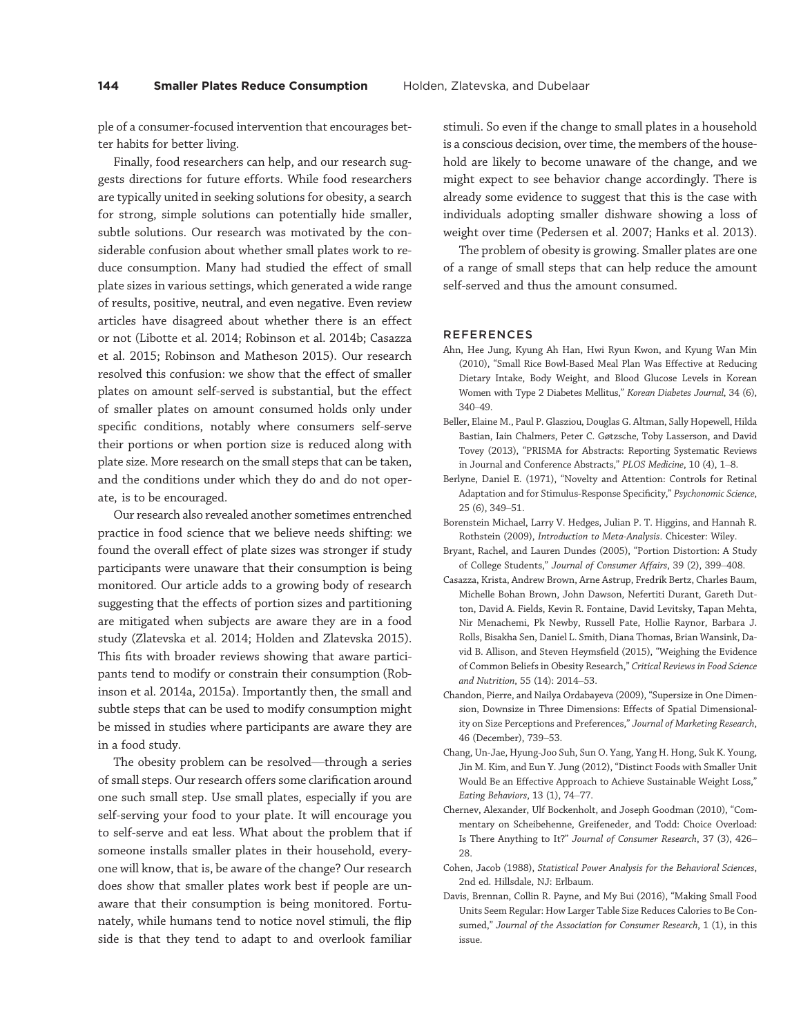ple of a consumer-focused intervention that encourages better habits for better living.

Finally, food researchers can help, and our research suggests directions for future efforts. While food researchers are typically united in seeking solutions for obesity, a search for strong, simple solutions can potentially hide smaller, subtle solutions. Our research was motivated by the considerable confusion about whether small plates work to reduce consumption. Many had studied the effect of small plate sizes in various settings, which generated a wide range of results, positive, neutral, and even negative. Even review articles have disagreed about whether there is an effect or not (Libotte et al. 2014; Robinson et al. 2014b; Casazza et al. 2015; Robinson and Matheson 2015). Our research resolved this confusion: we show that the effect of smaller plates on amount self-served is substantial, but the effect of smaller plates on amount consumed holds only under specific conditions, notably where consumers self-serve their portions or when portion size is reduced along with plate size. More research on the small steps that can be taken, and the conditions under which they do and do not operate, is to be encouraged.

Our research also revealed another sometimes entrenched practice in food science that we believe needs shifting: we found the overall effect of plate sizes was stronger if study participants were unaware that their consumption is being monitored. Our article adds to a growing body of research suggesting that the effects of portion sizes and partitioning are mitigated when subjects are aware they are in a food study (Zlatevska et al. 2014; Holden and Zlatevska 2015). This fits with broader reviews showing that aware participants tend to modify or constrain their consumption (Robinson et al. 2014a, 2015a). Importantly then, the small and subtle steps that can be used to modify consumption might be missed in studies where participants are aware they are in a food study.

The obesity problem can be resolved—through a series of small steps. Our research offers some clarification around one such small step. Use small plates, especially if you are self-serving your food to your plate. It will encourage you to self-serve and eat less. What about the problem that if someone installs smaller plates in their household, everyone will know, that is, be aware of the change? Our research does show that smaller plates work best if people are unaware that their consumption is being monitored. Fortunately, while humans tend to notice novel stimuli, the flip side is that they tend to adapt to and overlook familiar stimuli. So even if the change to small plates in a household is a conscious decision, over time, the members of the household are likely to become unaware of the change, and we might expect to see behavior change accordingly. There is already some evidence to suggest that this is the case with individuals adopting smaller dishware showing a loss of weight over time (Pedersen et al. 2007; Hanks et al. 2013).

The problem of obesity is growing. Smaller plates are one of a range of small steps that can help reduce the amount self-served and thus the amount consumed.

## REFERENCES

Ahn, Hee Jung, Kyung Ah Han, Hwi Ryun Kwon, and Kyung Wan Min (2010), "Small Rice Bowl-Based Meal Plan Was Effective at Reducing Dietary Intake, Body Weight, and Blood Glucose Levels in Korean Women with Type 2 Diabetes Mellitus," *Korean Diabetes Journal*, 34 (6), 340–49.

Beller, Elaine M., Paul P. Glasziou, Douglas G. Altman, Sally Hopewell, Hilda Bastian, Iain Chalmers, Peter C. Gøtzsche, Toby Lasserson, and David Tovey (2013), "PRISMA for Abstracts: Reporting Systematic Reviews in Journal and Conference Abstracts," *PLOS Medicine*, 10 (4), 1–8.

Berlyne, Daniel E. (1971), "Novelty and Attention: Controls for Retinal Adaptation and for Stimulus-Response Specificity," *Psychonomic Science*, 25 (6), 349–51.

Borenstein Michael, Larry V. Hedges, Julian P. T. Higgins, and Hannah R. Rothstein (2009), *Introduction to Meta-Analysis*. Chicester: Wiley.

Bryant, Rachel, and Lauren Dundes (2005), "Portion Distortion: A Study of College Students," *Journal of Consumer Affairs*, 39 (2), 399–408.

Casazza, Krista, Andrew Brown, Arne Astrup, Fredrik Bertz, Charles Baum, Michelle Bohan Brown, John Dawson, Nefertiti Durant, Gareth Dutton, David A. Fields, Kevin R. Fontaine, David Levitsky, Tapan Mehta, Nir Menachemi, Pk Newby, Russell Pate, Hollie Raynor, Barbara J. Rolls, Bisakha Sen, Daniel L. Smith, Diana Thomas, Brian Wansink, David B. Allison, and Steven Heymsfield (2015), "Weighing the Evidence of Common Beliefs in Obesity Research," *Critical Reviews in Food Science and Nutrition*, 55 (14): 2014–53.

Chandon, Pierre, and Nailya Ordabayeva (2009), "Supersize in One Dimension, Downsize in Three Dimensions: Effects of Spatial Dimensionality on Size Perceptions and Preferences," *Journal of Marketing Research*, 46 (December), 739–53.

Chang, Un-Jae, Hyung-Joo Suh, Sun O. Yang, Yang H. Hong, Suk K. Young, Jin M. Kim, and Eun Y. Jung (2012), "Distinct Foods with Smaller Unit Would Be an Effective Approach to Achieve Sustainable Weight Loss," *Eating Behaviors*, 13 (1), 74–77.

Chernev, Alexander, Ulf Bockenholt, and Joseph Goodman (2010), "Commentary on Scheibehenne, Greifeneder, and Todd: Choice Overload: Is There Anything to It?" *Journal of Consumer Research*, 37 (3), 426–28.

Cohen, Jacob (1988), *Statistical Power Analysis for the Behavioral Sciences*, 2nd ed. Hillsdale, NJ: Erlbaum.

Davis, Brennan, Collin R. Payne, and My Bui (2016), "Making Small Food Units Seem Regular: How Larger Table Size Reduces Calories to Be Consumed," *Journal of the Association for Consumer Research*, 1 (1), in this issue.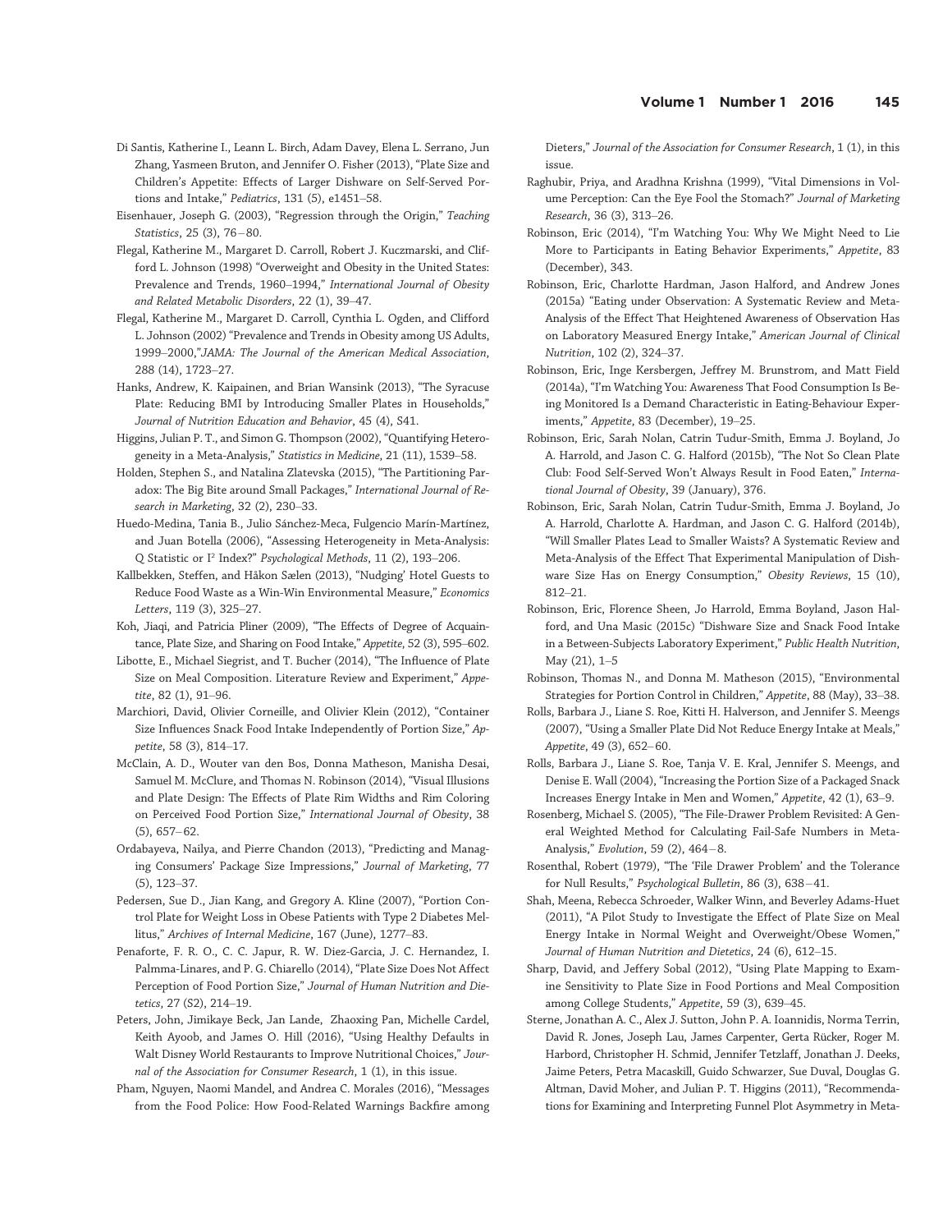Di Santis, Katherine I., Leann L. Birch, Adam Davey, Elena L. Serrano, Jun Zhang, Yasmeen Bruton, and Jennifer O. Fisher (2013), "Plate Size and Children's Appetite: Effects of Larger Dishware on Self-Served Portions and Intake," *Pediatrics*, 131 (5), e1451–58.

Eisenhauer, Joseph G. (2003), "Regression through the Origin," *Teaching Statistics*, 25 (3), 76 – 80.

Flegal, Katherine M., Margaret D. Carroll, Robert J. Kuczmarski, and Clifford L. Johnson (1998) "Overweight and Obesity in the United States: Prevalence and Trends, 1960–1994," *International Journal of Obesity and Related Metabolic Disorders*, 22 (1), 39–47.

Flegal, Katherine M., Margaret D. Carroll, Cynthia L. Ogden, and Clifford L. Johnson (2002) "Prevalence and Trends in Obesity among US Adults, 1999–2000,"*JAMA: The Journal of the American Medical Association*, 288 (14), 1723–27.

Hanks, Andrew, K. Kaipainen, and Brian Wansink (2013), "The Syracuse Plate: Reducing BMI by Introducing Smaller Plates in Households," *Journal of Nutrition Education and Behavior*, 45 (4), S41.

Higgins, Julian P. T., and Simon G. Thompson (2002), "Quantifying Heterogeneity in a Meta-Analysis," *Statistics in Medicine*, 21 (11), 1539–58.

Holden, Stephen S., and Natalina Zlatevska (2015), "The Partitioning Paradox: The Big Bite around Small Packages," *International Journal of Research in Marketing*, 32 (2), 230–33.

Huedo-Medina, Tania B., Julio Sánchez-Meca, Fulgencio Marín-Martínez, and Juan Botella (2006), "Assessing Heterogeneity in Meta-Analysis: Q Statistic or $I^2$ Index?" *Psychological Methods*, 11 (2), 193–206.

Kallbekken, Steffen, and Håkon Sælen (2013), "'Nudging' Hotel Guests to Reduce Food Waste as a Win-Win Environmental Measure," *Economics Letters*, 119 (3), 325–27.

Koh, Jiaqi, and Patricia Pliner (2009), "The Effects of Degree of Acquaintance, Plate Size, and Sharing on Food Intake," *Appetite*, 52 (3), 595–602.

Libotte, E., Michael Siegrist, and T. Bucher (2014), "The Influence of Plate Size on Meal Composition. Literature Review and Experiment," *Appetite*, 82 (1), 91–96.

Marchiori, David, Olivier Corneille, and Olivier Klein (2012), "Container Size Influences Snack Food Intake Independently of Portion Size," *Appetite*, 58 (3), 814–17.

McClain, A. D., Wouter van den Bos, Donna Matheson, Manisha Desai, Samuel M. McClure, and Thomas N. Robinson (2014), "Visual Illusions and Plate Design: The Effects of Plate Rim Widths and Rim Coloring on Perceived Food Portion Size," *International Journal of Obesity*, 38 (5), 657– 62.

Ordabayeva, Nailya, and Pierre Chandon (2013), "Predicting and Managing Consumers' Package Size Impressions," *Journal of Marketing*, 77 (5), 123–37.

Pedersen, Sue D., Jian Kang, and Gregory A. Kline (2007), "Portion Control Plate for Weight Loss in Obese Patients with Type 2 Diabetes Mellitus," *Archives of Internal Medicine*, 167 (June), 1277–83.

Penaforte, F. R. O., C. C. Japur, R. W. Diez-Garcia, J. C. Hernandez, I. Palmma-Linares, and P. G. Chiarello (2014), "Plate Size Does Not Affect Perception of Food Portion Size," *Journal of Human Nutrition and Dietetics*, 27 (S2), 214–19.

Peters, John, Jimikaye Beck, Jan Lande, Zhaoxing Pan, Michelle Cardel, Keith Ayoob, and James O. Hill (2016), "Using Healthy Defaults in Walt Disney World Restaurants to Improve Nutritional Choices," *Journal of the Association for Consumer Research*, 1 (1), in this issue.

Pham, Nguyen, Naomi Mandel, and Andrea C. Morales (2016), "Messages from the Food Police: How Food-Related Warnings Backfire among Dieters," *Journal of the Association for Consumer Research*, 1 (1), in this issue.

Raghubir, Priya, and Aradhna Krishna (1999), "Vital Dimensions in Volume Perception: Can the Eye Fool the Stomach?" *Journal of Marketing Research*, 36 (3), 313–26.

Robinson, Eric (2014), "I'm Watching You: Why We Might Need to Lie More to Participants in Eating Behavior Experiments," *Appetite*, 83 (December), 343.

Robinson, Eric, Charlotte Hardman, Jason Halford, and Andrew Jones (2015a) "Eating under Observation: A Systematic Review and Meta-Analysis of the Effect That Heightened Awareness of Observation Has on Laboratory Measured Energy Intake," *American Journal of Clinical Nutrition*, 102 (2), 324–37.

Robinson, Eric, Inge Kersbergen, Jeffrey M. Brunstrom, and Matt Field (2014a), "I'm Watching You: Awareness That Food Consumption Is Being Monitored Is a Demand Characteristic in Eating-Behaviour Experiments," *Appetite*, 83 (December), 19–25.

Robinson, Eric, Sarah Nolan, Catrin Tudur-Smith, Emma J. Boyland, Jo A. Harrold, and Jason C. G. Halford (2015b), "The Not So Clean Plate Club: Food Self-Served Won't Always Result in Food Eaten," *International Journal of Obesity*, 39 (January), 376.

Robinson, Eric, Sarah Nolan, Catrin Tudur-Smith, Emma J. Boyland, Jo A. Harrold, Charlotte A. Hardman, and Jason C. G. Halford (2014b), "Will Smaller Plates Lead to Smaller Waists? A Systematic Review and Meta-Analysis of the Effect That Experimental Manipulation of Dishware Size Has on Energy Consumption," *Obesity Reviews*, 15 (10), 812–21.

Robinson, Eric, Florence Sheen, Jo Harrold, Emma Boyland, Jason Halford, and Una Masic (2015c) "Dishware Size and Snack Food Intake in a Between-Subjects Laboratory Experiment," *Public Health Nutrition*, May (21), 1–5

Robinson, Thomas N., and Donna M. Matheson (2015), "Environmental Strategies for Portion Control in Children," *Appetite*, 88 (May), 33–38.

Rolls, Barbara J., Liane S. Roe, Kitti H. Halverson, and Jennifer S. Meengs (2007), "Using a Smaller Plate Did Not Reduce Energy Intake at Meals," *Appetite*, 49 (3), 652– 60.

Rolls, Barbara J., Liane S. Roe, Tanja V. E. Kral, Jennifer S. Meengs, and Denise E. Wall (2004), "Increasing the Portion Size of a Packaged Snack Increases Energy Intake in Men and Women," *Appetite*, 42 (1), 63–9.

Rosenberg, Michael S. (2005), "The File-Drawer Problem Revisited: A General Weighted Method for Calculating Fail-Safe Numbers in Meta-Analysis," *Evolution*, 59 (2), 464 – 8.

Rosenthal, Robert (1979), "The 'File Drawer Problem' and the Tolerance for Null Results," *Psychological Bulletin*, 86 (3), 638 – 41.

Shah, Meena, Rebecca Schroeder, Walker Winn, and Beverley Adams-Huet (2011), "A Pilot Study to Investigate the Effect of Plate Size on Meal Energy Intake in Normal Weight and Overweight/Obese Women," *Journal of Human Nutrition and Dietetics*, 24 (6), 612–15.

Sharp, David, and Jeffery Sobal (2012), "Using Plate Mapping to Examine Sensitivity to Plate Size in Food Portions and Meal Composition among College Students," *Appetite*, 59 (3), 639–45.

Sterne, Jonathan A. C., Alex J. Sutton, John P. A. Ioannidis, Norma Terrin, David R. Jones, Joseph Lau, James Carpenter, Gerta Rücker, Roger M. Harbord, Christopher H. Schmid, Jennifer Tetzlaff, Jonathan J. Deeks, Jaime Peters, Petra Macaskill, Guido Schwarzer, Sue Duval, Douglas G. Altman, David Moher, and Julian P. T. Higgins (2011), "Recommendations for Examining and Interpreting Funnel Plot Asymmetry in Meta-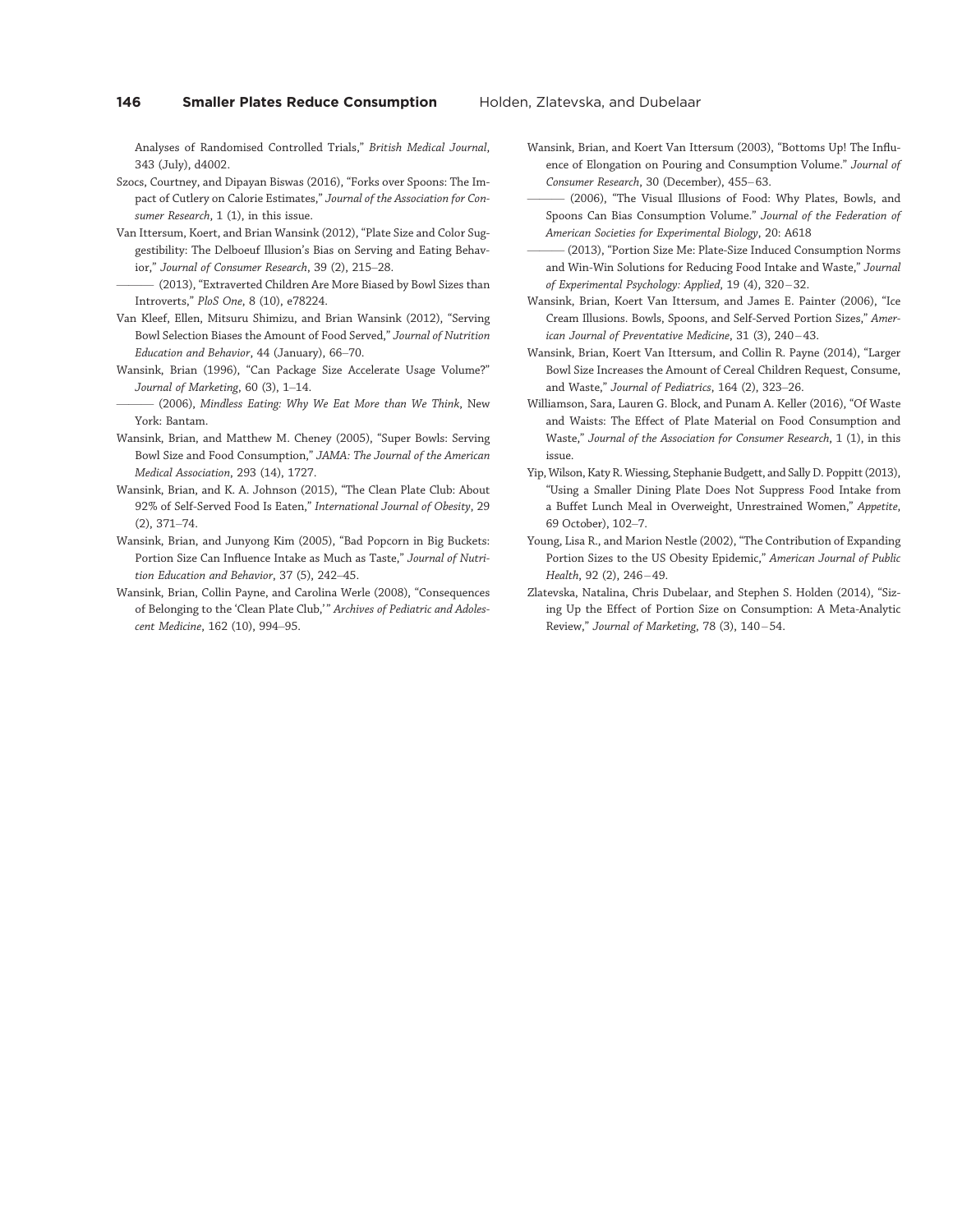Analyses of Randomised Controlled Trials," *British Medical Journal*, 343 (July), d4002.

Szocs, Courtney, and Dipayan Biswas (2016), "Forks over Spoons: The Impact of Cutlery on Calorie Estimates," *Journal of the Association for Consumer Research*, 1 (1), in this issue.

Van Ittersum, Koert, and Brian Wansink (2012), "Plate Size and Color Suggestibility: The Delboeuf Illusion's Bias on Serving and Eating Behavior," *Journal of Consumer Research*, 39 (2), 215–28.

——— (2013), "Extraverted Children Are More Biased by Bowl Sizes than Introverts," *PloS One*, 8 (10), e78224.

Van Kleef, Ellen, Mitsuru Shimizu, and Brian Wansink (2012), "Serving Bowl Selection Biases the Amount of Food Served," *Journal of Nutrition Education and Behavior*, 44 (January), 66–70.

Wansink, Brian (1996), "Can Package Size Accelerate Usage Volume?" *Journal of Marketing*, 60 (3), 1–14.

——— (2006), *Mindless Eating: Why We Eat More than We Think*, New York: Bantam.

Wansink, Brian, and Matthew M. Cheney (2005), "Super Bowls: Serving Bowl Size and Food Consumption," *JAMA: The Journal of the American Medical Association*, 293 (14), 1727.

Wansink, Brian, and K. A. Johnson (2015), "The Clean Plate Club: About 92% of Self-Served Food Is Eaten," *International Journal of Obesity*, 29 (2), 371–74.

Wansink, Brian, and Junyong Kim (2005), "Bad Popcorn in Big Buckets: Portion Size Can Influence Intake as Much as Taste," *Journal of Nutrition Education and Behavior*, 37 (5), 242–45.

Wansink, Brian, Collin Payne, and Carolina Werle (2008), "Consequences of Belonging to the 'Clean Plate Club,'" *Archives of Pediatric and Adolescent Medicine*, 162 (10), 994–95.

Wansink, Brian, and Koert Van Ittersum (2003), "Bottoms Up! The Influence of Elongation on Pouring and Consumption Volume." *Journal of Consumer Research*, 30 (December), 455–63.

——— (2006), "The Visual Illusions of Food: Why Plates, Bowls, and Spoons Can Bias Consumption Volume." *Journal of the Federation of American Societies for Experimental Biology*, 20: A618

——— (2013), "Portion Size Me: Plate-Size Induced Consumption Norms and Win-Win Solutions for Reducing Food Intake and Waste," *Journal of Experimental Psychology: Applied*, 19 (4), 320–32.

Wansink, Brian, Koert Van Ittersum, and James E. Painter (2006), "Ice Cream Illusions. Bowls, Spoons, and Self-Served Portion Sizes," *American Journal of Preventative Medicine*, 31 (3), 240–43.

Wansink, Brian, Koert Van Ittersum, and Collin R. Payne (2014), "Larger Bowl Size Increases the Amount of Cereal Children Request, Consume, and Waste," *Journal of Pediatrics*, 164 (2), 323–26.

Williamson, Sara, Lauren G. Block, and Punam A. Keller (2016), "Of Waste and Waists: The Effect of Plate Material on Food Consumption and Waste," *Journal of the Association for Consumer Research*, 1 (1), in this issue.

Yip, Wilson, Katy R. Wiessing, Stephanie Budgett, and Sally D. Poppitt (2013), "Using a Smaller Dining Plate Does Not Suppress Food Intake from a Buffet Lunch Meal in Overweight, Unrestrained Women," *Appetite*, 69 October), 102–7.

Young, Lisa R., and Marion Nestle (2002), "The Contribution of Expanding Portion Sizes to the US Obesity Epidemic," *American Journal of Public Health*, 92 (2), 246–49.

Zlatevska, Natalina, Chris Dubelaar, and Stephen S. Holden (2014), "Sizing Up the Effect of Portion Size on Consumption: A Meta-Analytic Review," *Journal of Marketing*, 78 (3), 140–54.